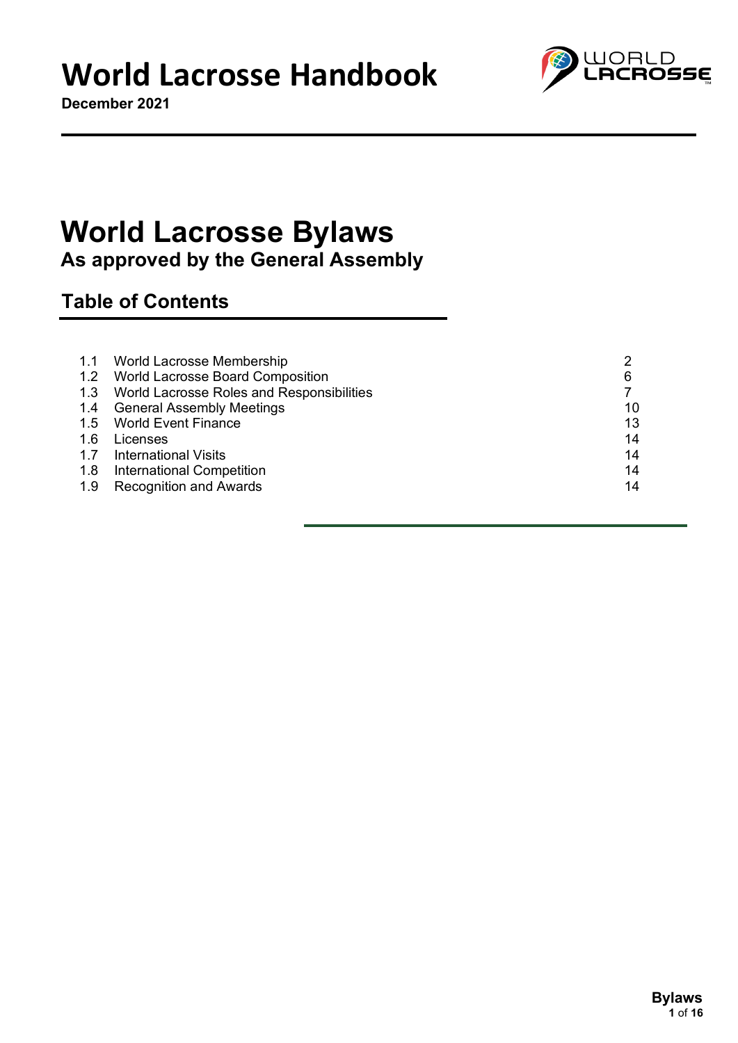# World Lacrosse Handbook

**December 2021**

# World Lacrosse Bylaws

## As approved by the General Assembly

## Table of Contents

| | | |
|---|---|---|
| 1.1 | World Lacrosse Membership | 2 |
| 1.2 | World Lacrosse Board Composition | 6 |
| 1.3 | World Lacrosse Roles and Responsibilities | 7 |
| 1.4 | General Assembly Meetings | 10 |
| 1.5 | World Event Finance | 13 |
| 1.6 | Licenses | 14 |
| 1.7 | International Visits | 14 |
| 1.8 | International Competition | 14 |
| 1.9 | Recognition and Awards | 14 |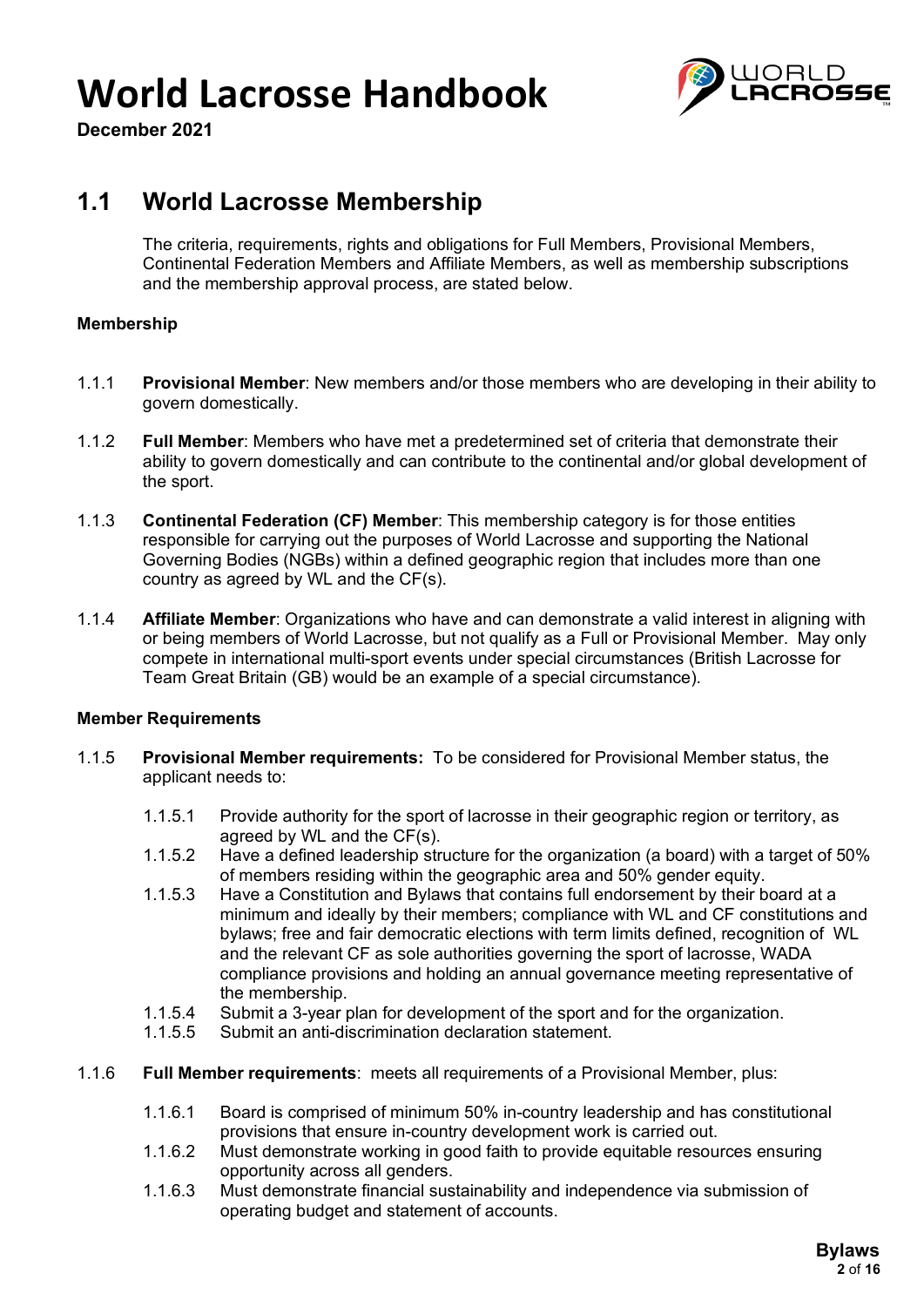# World Lacrosse Handbook

**December 2021**

## 1.1 World Lacrosse Membership

The criteria, requirements, rights and obligations for Full Members, Provisional Members, Continental Federation Members and Affiliate Members, as well as membership subscriptions and the membership approval process, are stated below.

**Membership**

1.1.1 **Provisional Member**: New members and/or those members who are developing in their ability to govern domestically.

1.1.2 **Full Member**: Members who have met a predetermined set of criteria that demonstrate their ability to govern domestically and can contribute to the continental and/or global development of the sport.

1.1.3 **Continental Federation (CF) Member**: This membership category is for those entities responsible for carrying out the purposes of World Lacrosse and supporting the National Governing Bodies (NGBs) within a defined geographic region that includes more than one country as agreed by WL and the CF(s).

1.1.4 **Affiliate Member**: Organizations who have and can demonstrate a valid interest in aligning with or being members of World Lacrosse, but not qualify as a Full or Provisional Member. May only compete in international multi-sport events under special circumstances (British Lacrosse for Team Great Britain (GB) would be an example of a special circumstance).

**Member Requirements**

1.1.5 **Provisional Member requirements:** To be considered for Provisional Member status, the applicant needs to:

- 1.1.5.1 Provide authority for the sport of lacrosse in their geographic region or territory, as agreed by WL and the CF(s).
- 1.1.5.2 Have a defined leadership structure for the organization (a board) with a target of 50% of members residing within the geographic area and 50% gender equity.
- 1.1.5.3 Have a Constitution and Bylaws that contains full endorsement by their board at a minimum and ideally by their members; compliance with WL and CF constitutions and bylaws; free and fair democratic elections with term limits defined, recognition of WL and the relevant CF as sole authorities governing the sport of lacrosse, WADA compliance provisions and holding an annual governance meeting representative of the membership.
- 1.1.5.4 Submit a 3-year plan for development of the sport and for the organization.
- 1.1.5.5 Submit an anti-discrimination declaration statement.

1.1.6 **Full Member requirements**: meets all requirements of a Provisional Member, plus:

- 1.1.6.1 Board is comprised of minimum 50% in-country leadership and has constitutional provisions that ensure in-country development work is carried out.
- 1.1.6.2 Must demonstrate working in good faith to provide equitable resources ensuring opportunity across all genders.
- 1.1.6.3 Must demonstrate financial sustainability and independence via submission of operating budget and statement of accounts.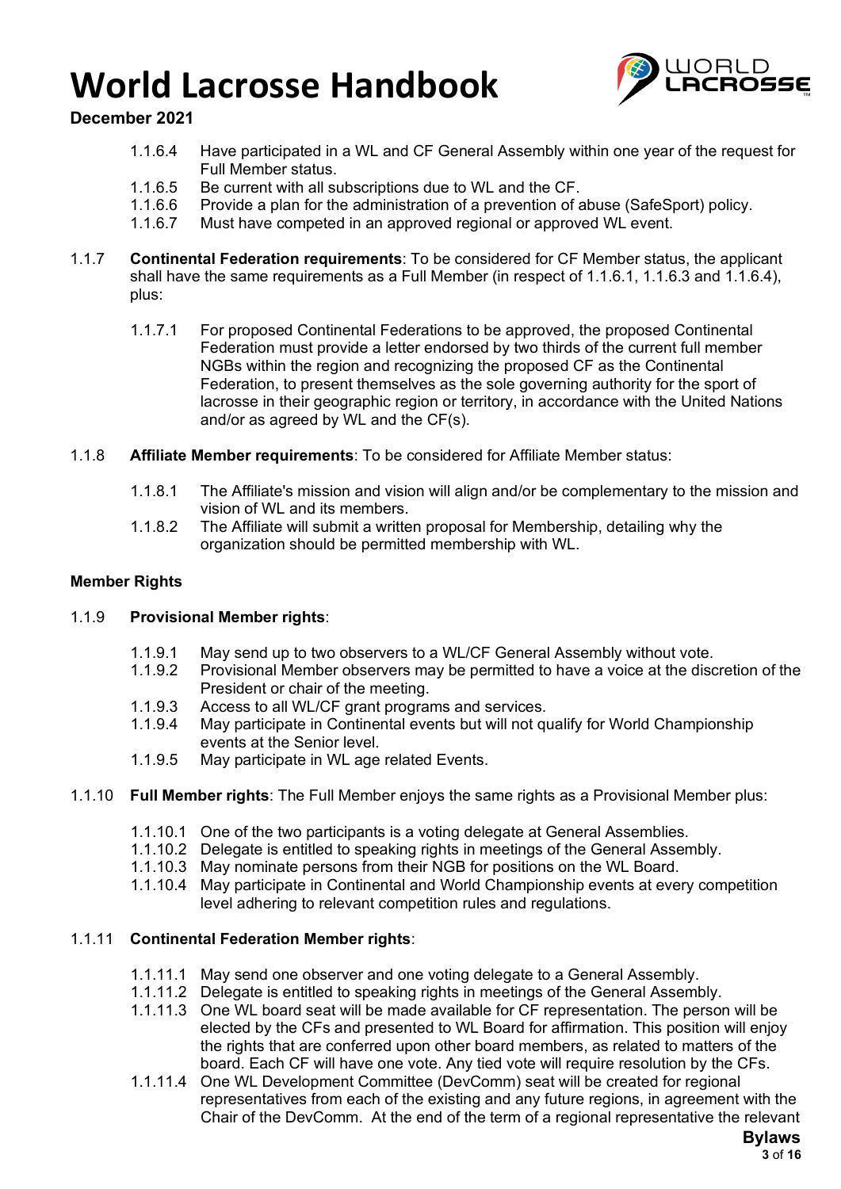1.1.6.4 Have participated in a WL and CF General Assembly within one year of the request for Full Member status.
1.1.6.5 Be current with all subscriptions due to WL and the CF.
1.1.6.6 Provide a plan for the administration of a prevention of abuse (SafeSport) policy.
1.1.6.7 Must have competed in an approved regional or approved WL event.

1.1.7 **Continental Federation requirements**: To be considered for CF Member status, the applicant shall have the same requirements as a Full Member (in respect of 1.1.6.1, 1.1.6.3 and 1.1.6.4), plus:

1.1.7.1 For proposed Continental Federations to be approved, the proposed Continental Federation must provide a letter endorsed by two thirds of the current full member NGBs within the region and recognizing the proposed CF as the Continental Federation, to present themselves as the sole governing authority for the sport of lacrosse in their geographic region or territory, in accordance with the United Nations and/or as agreed by WL and the CF(s).

1.1.8 **Affiliate Member requirements**: To be considered for Affiliate Member status:

1.1.8.1 The Affiliate's mission and vision will align and/or be complementary to the mission and vision of WL and its members.
1.1.8.2 The Affiliate will submit a written proposal for Membership, detailing why the organization should be permitted membership with WL.

**Member Rights**

1.1.9 **Provisional Member rights**:

1.1.9.1 May send up to two observers to a WL/CF General Assembly without vote.
1.1.9.2 Provisional Member observers may be permitted to have a voice at the discretion of the President or chair of the meeting.
1.1.9.3 Access to all WL/CF grant programs and services.
1.1.9.4 May participate in Continental events but will not qualify for World Championship events at the Senior level.
1.1.9.5 May participate in WL age related Events.

1.1.10 **Full Member rights**: The Full Member enjoys the same rights as a Provisional Member plus:

1.1.10.1 One of the two participants is a voting delegate at General Assemblies.
1.1.10.2 Delegate is entitled to speaking rights in meetings of the General Assembly.
1.1.10.3 May nominate persons from their NGB for positions on the WL Board.
1.1.10.4 May participate in Continental and World Championship events at every competition level adhering to relevant competition rules and regulations.

1.1.11 **Continental Federation Member rights**:

1.1.11.1 May send one observer and one voting delegate to a General Assembly.
1.1.11.2 Delegate is entitled to speaking rights in meetings of the General Assembly.
1.1.11.3 One WL board seat will be made available for CF representation. The person will be elected by the CFs and presented to WL Board for affirmation. This position will enjoy the rights that are conferred upon other board members, as related to matters of the board. Each CF will have one vote. Any tied vote will require resolution by the CFs.
1.1.11.4 One WL Development Committee (DevComm) seat will be created for regional representatives from each of the existing and any future regions, in agreement with the Chair of the DevComm. At the end of the term of a regional representative the relevant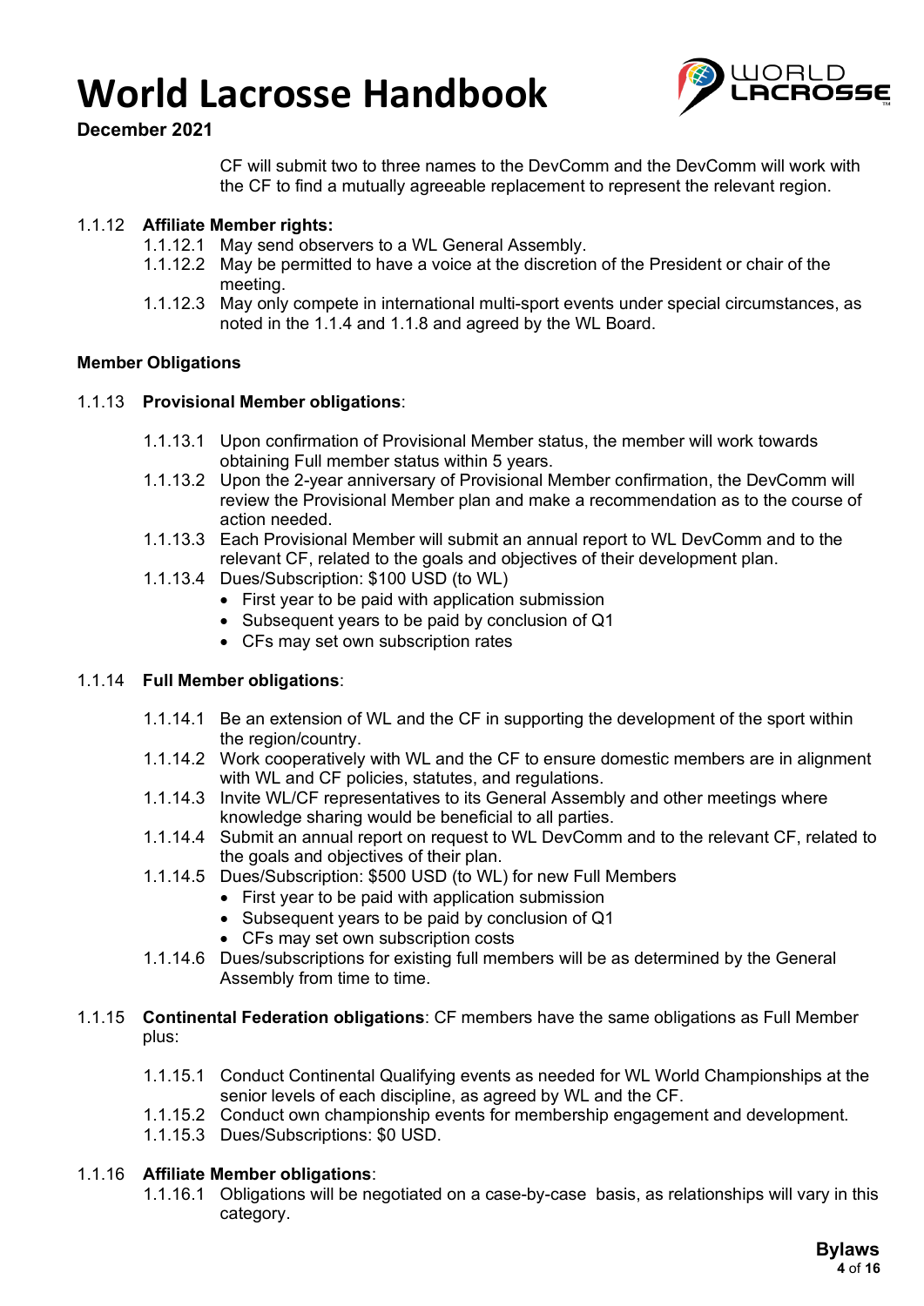CF will submit two to three names to the DevComm and the DevComm will work with the CF to find a mutually agreeable replacement to represent the relevant region.

1.1.12 **Affiliate Member rights:**

- 1.1.12.1 May send observers to a WL General Assembly.
- 1.1.12.2 May be permitted to have a voice at the discretion of the President or chair of the meeting.
- 1.1.12.3 May only compete in international multi-sport events under special circumstances, as noted in the 1.1.4 and 1.1.8 and agreed by the WL Board.

**Member Obligations**

1.1.13 **Provisional Member obligations**:

- 1.1.13.1 Upon confirmation of Provisional Member status, the member will work towards obtaining Full member status within 5 years.
- 1.1.13.2 Upon the 2-year anniversary of Provisional Member confirmation, the DevComm will review the Provisional Member plan and make a recommendation as to the course of action needed.
- 1.1.13.3 Each Provisional Member will submit an annual report to WL DevComm and to the relevant CF, related to the goals and objectives of their development plan.
- 1.1.13.4 Dues/Subscription: $100 USD (to WL)
  - First year to be paid with application submission
  - Subsequent years to be paid by conclusion of Q1
  - CFs may set own subscription rates

1.1.14 **Full Member obligations**:

- 1.1.14.1 Be an extension of WL and the CF in supporting the development of the sport within the region/country.
- 1.1.14.2 Work cooperatively with WL and the CF to ensure domestic members are in alignment with WL and CF policies, statutes, and regulations.
- 1.1.14.3 Invite WL/CF representatives to its General Assembly and other meetings where knowledge sharing would be beneficial to all parties.
- 1.1.14.4 Submit an annual report on request to WL DevComm and to the relevant CF, related to the goals and objectives of their plan.
- 1.1.14.5 Dues/Subscription: $500 USD (to WL) for new Full Members
  - First year to be paid with application submission
  - Subsequent years to be paid by conclusion of Q1
  - CFs may set own subscription costs
- 1.1.14.6 Dues/subscriptions for existing full members will be as determined by the General Assembly from time to time.

1.1.15 **Continental Federation obligations**: CF members have the same obligations as Full Member plus:

- 1.1.15.1 Conduct Continental Qualifying events as needed for WL World Championships at the senior levels of each discipline, as agreed by WL and the CF.
- 1.1.15.2 Conduct own championship events for membership engagement and development.
- 1.1.15.3 Dues/Subscriptions: $0 USD.

1.1.16 **Affiliate Member obligations**:

- 1.1.16.1 Obligations will be negotiated on a case-by-case basis, as relationships will vary in this category.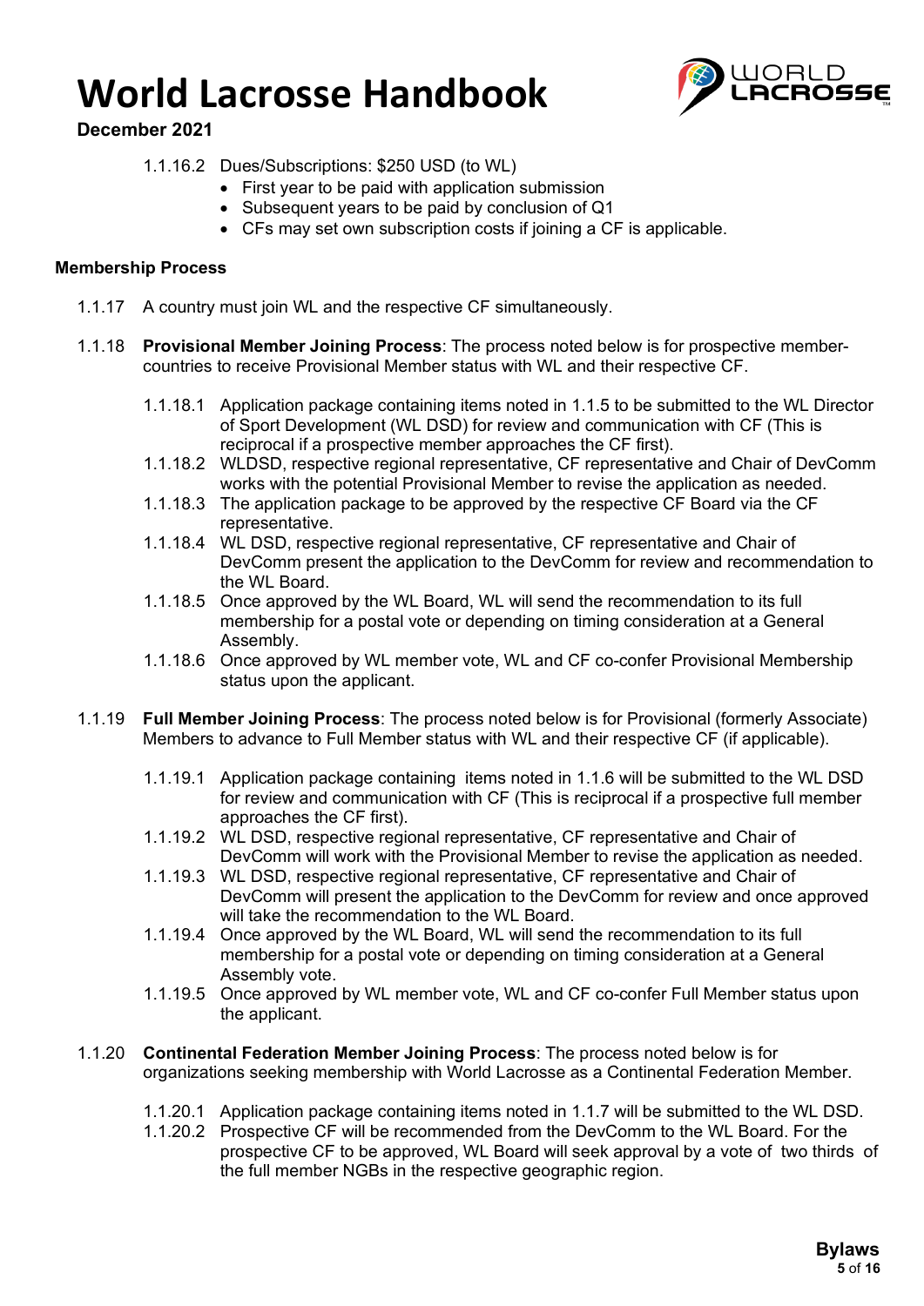1.1.16.2 Dues/Subscriptions: $250 USD (to WL)

- First year to be paid with application submission
- Subsequent years to be paid by conclusion of Q1
- CFs may set own subscription costs if joining a CF is applicable.

**Membership Process**

1.1.17 A country must join WL and the respective CF simultaneously.

1.1.18 **Provisional Member Joining Process**: The process noted below is for prospective member-countries to receive Provisional Member status with WL and their respective CF.

1.1.18.1 Application package containing items noted in 1.1.5 to be submitted to the WL Director of Sport Development (WL DSD) for review and communication with CF (This is reciprocal if a prospective member approaches the CF first).

1.1.18.2 WLDSD, respective regional representative, CF representative and Chair of DevComm works with the potential Provisional Member to revise the application as needed.

1.1.18.3 The application package to be approved by the respective CF Board via the CF representative.

1.1.18.4 WL DSD, respective regional representative, CF representative and Chair of DevComm present the application to the DevComm for review and recommendation to the WL Board.

1.1.18.5 Once approved by the WL Board, WL will send the recommendation to its full membership for a postal vote or depending on timing consideration at a General Assembly.

1.1.18.6 Once approved by WL member vote, WL and CF co-confer Provisional Membership status upon the applicant.

1.1.19 **Full Member Joining Process**: The process noted below is for Provisional (formerly Associate) Members to advance to Full Member status with WL and their respective CF (if applicable).

1.1.19.1 Application package containing items noted in 1.1.6 will be submitted to the WL DSD for review and communication with CF (This is reciprocal if a prospective full member approaches the CF first).

1.1.19.2 WL DSD, respective regional representative, CF representative and Chair of DevComm will work with the Provisional Member to revise the application as needed.

1.1.19.3 WL DSD, respective regional representative, CF representative and Chair of DevComm will present the application to the DevComm for review and once approved will take the recommendation to the WL Board.

1.1.19.4 Once approved by the WL Board, WL will send the recommendation to its full membership for a postal vote or depending on timing consideration at a General Assembly vote.

1.1.19.5 Once approved by WL member vote, WL and CF co-confer Full Member status upon the applicant.

1.1.20 **Continental Federation Member Joining Process**: The process noted below is for organizations seeking membership with World Lacrosse as a Continental Federation Member.

1.1.20.1 Application package containing items noted in 1.1.7 will be submitted to the WL DSD.

1.1.20.2 Prospective CF will be recommended from the DevComm to the WL Board. For the prospective CF to be approved, WL Board will seek approval by a vote of two thirds of the full member NGBs in the respective geographic region.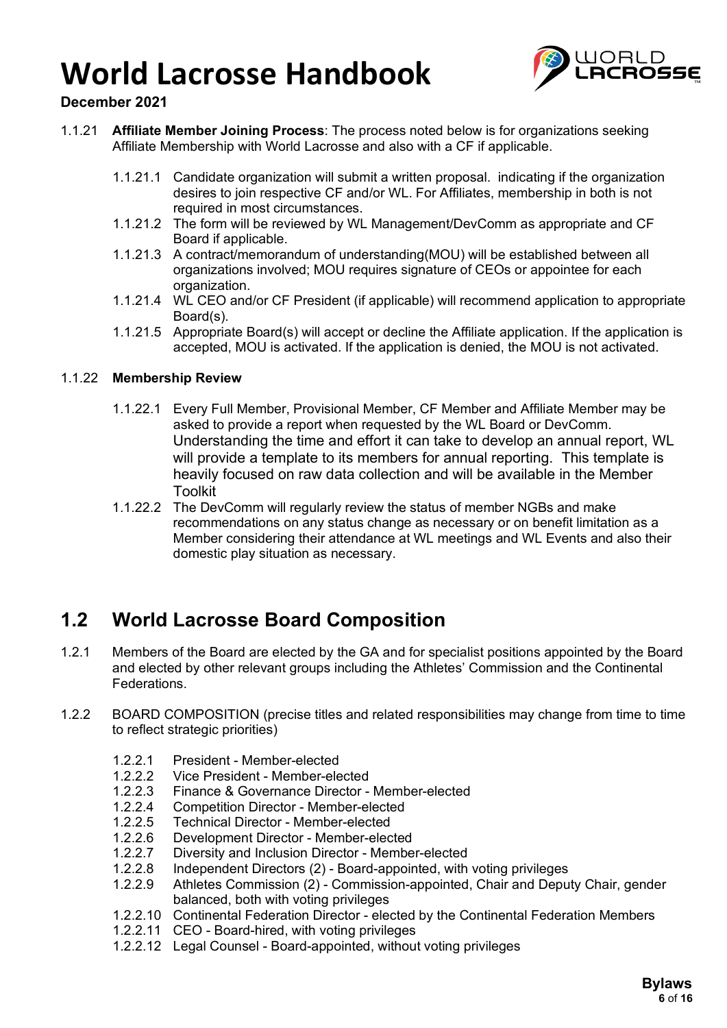1.1.21 **Affiliate Member Joining Process**: The process noted below is for organizations seeking Affiliate Membership with World Lacrosse and also with a CF if applicable.

- 1.1.21.1 Candidate organization will submit a written proposal. indicating if the organization desires to join respective CF and/or WL. For Affiliates, membership in both is not required in most circumstances.
- 1.1.21.2 The form will be reviewed by WL Management/DevComm as appropriate and CF Board if applicable.
- 1.1.21.3 A contract/memorandum of understanding(MOU) will be established between all organizations involved; MOU requires signature of CEOs or appointee for each organization.
- 1.1.21.4 WL CEO and/or CF President (if applicable) will recommend application to appropriate Board(s).
- 1.1.21.5 Appropriate Board(s) will accept or decline the Affiliate application. If the application is accepted, MOU is activated. If the application is denied, the MOU is not activated.

1.1.22 **Membership Review**

- 1.1.22.1 Every Full Member, Provisional Member, CF Member and Affiliate Member may be asked to provide a report when requested by the WL Board or DevComm. Understanding the time and effort it can take to develop an annual report, WL will provide a template to its members for annual reporting. This template is heavily focused on raw data collection and will be available in the Member Toolkit
- 1.1.22.2 The DevComm will regularly review the status of member NGBs and make recommendations on any status change as necessary or on benefit limitation as a Member considering their attendance at WL meetings and WL Events and also their domestic play situation as necessary.

## 1.2 World Lacrosse Board Composition

1.2.1 Members of the Board are elected by the GA and for specialist positions appointed by the Board and elected by other relevant groups including the Athletes' Commission and the Continental Federations.

1.2.2 BOARD COMPOSITION (precise titles and related responsibilities may change from time to time to reflect strategic priorities)

- 1.2.2.1 President - Member-elected
- 1.2.2.2 Vice President - Member-elected
- 1.2.2.3 Finance & Governance Director - Member-elected
- 1.2.2.4 Competition Director - Member-elected
- 1.2.2.5 Technical Director - Member-elected
- 1.2.2.6 Development Director - Member-elected
- 1.2.2.7 Diversity and Inclusion Director - Member-elected
- 1.2.2.8 Independent Directors (2) - Board-appointed, with voting privileges
- 1.2.2.9 Athletes Commission (2) - Commission-appointed, Chair and Deputy Chair, gender balanced, both with voting privileges
- 1.2.2.10 Continental Federation Director - elected by the Continental Federation Members
- 1.2.2.11 CEO - Board-hired, with voting privileges
- 1.2.2.12 Legal Counsel - Board-appointed, without voting privileges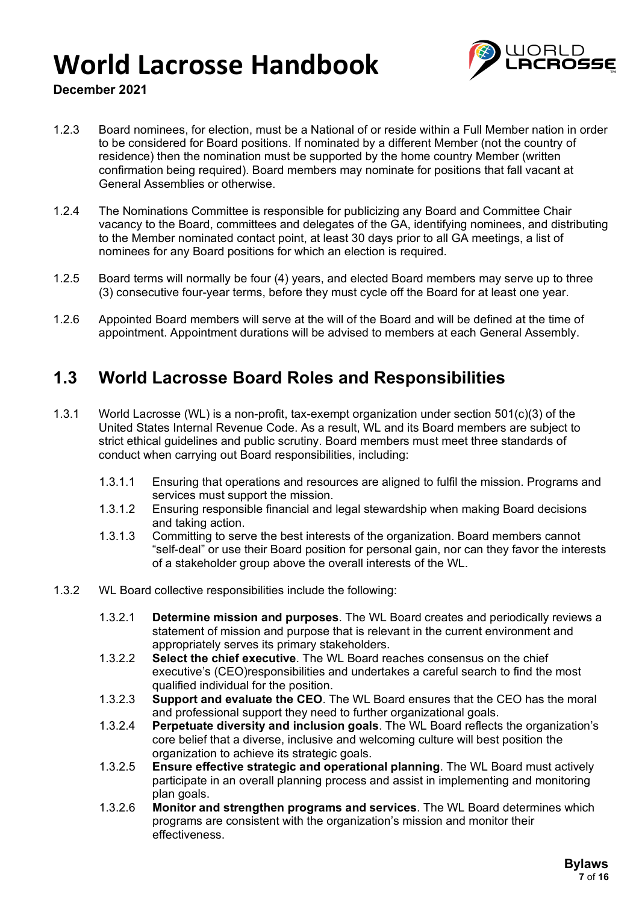1.2.3 Board nominees, for election, must be a National of or reside within a Full Member nation in order to be considered for Board positions. If nominated by a different Member (not the country of residence) then the nomination must be supported by the home country Member (written confirmation being required). Board members may nominate for positions that fall vacant at General Assemblies or otherwise.

1.2.4 The Nominations Committee is responsible for publicizing any Board and Committee Chair vacancy to the Board, committees and delegates of the GA, identifying nominees, and distributing to the Member nominated contact point, at least 30 days prior to all GA meetings, a list of nominees for any Board positions for which an election is required.

1.2.5 Board terms will normally be four (4) years, and elected Board members may serve up to three (3) consecutive four-year terms, before they must cycle off the Board for at least one year.

1.2.6 Appointed Board members will serve at the will of the Board and will be defined at the time of appointment. Appointment durations will be advised to members at each General Assembly.

## 1.3 World Lacrosse Board Roles and Responsibilities

1.3.1 World Lacrosse (WL) is a non-profit, tax-exempt organization under section 501(c)(3) of the United States Internal Revenue Code. As a result, WL and its Board members are subject to strict ethical guidelines and public scrutiny. Board members must meet three standards of conduct when carrying out Board responsibilities, including:

- 1.3.1.1 Ensuring that operations and resources are aligned to fulfil the mission. Programs and services must support the mission.
- 1.3.1.2 Ensuring responsible financial and legal stewardship when making Board decisions and taking action.
- 1.3.1.3 Committing to serve the best interests of the organization. Board members cannot "self-deal" or use their Board position for personal gain, nor can they favor the interests of a stakeholder group above the overall interests of the WL.

1.3.2 WL Board collective responsibilities include the following:

- 1.3.2.1 **Determine mission and purposes**. The WL Board creates and periodically reviews a statement of mission and purpose that is relevant in the current environment and appropriately serves its primary stakeholders.
- 1.3.2.2 **Select the chief executive**. The WL Board reaches consensus on the chief executive's (CEO)responsibilities and undertakes a careful search to find the most qualified individual for the position.
- 1.3.2.3 **Support and evaluate the CEO**. The WL Board ensures that the CEO has the moral and professional support they need to further organizational goals.
- 1.3.2.4 **Perpetuate diversity and inclusion goals**. The WL Board reflects the organization's core belief that a diverse, inclusive and welcoming culture will best position the organization to achieve its strategic goals.
- 1.3.2.5 **Ensure effective strategic and operational planning**. The WL Board must actively participate in an overall planning process and assist in implementing and monitoring plan goals.
- 1.3.2.6 **Monitor and strengthen programs and services**. The WL Board determines which programs are consistent with the organization's mission and monitor their effectiveness.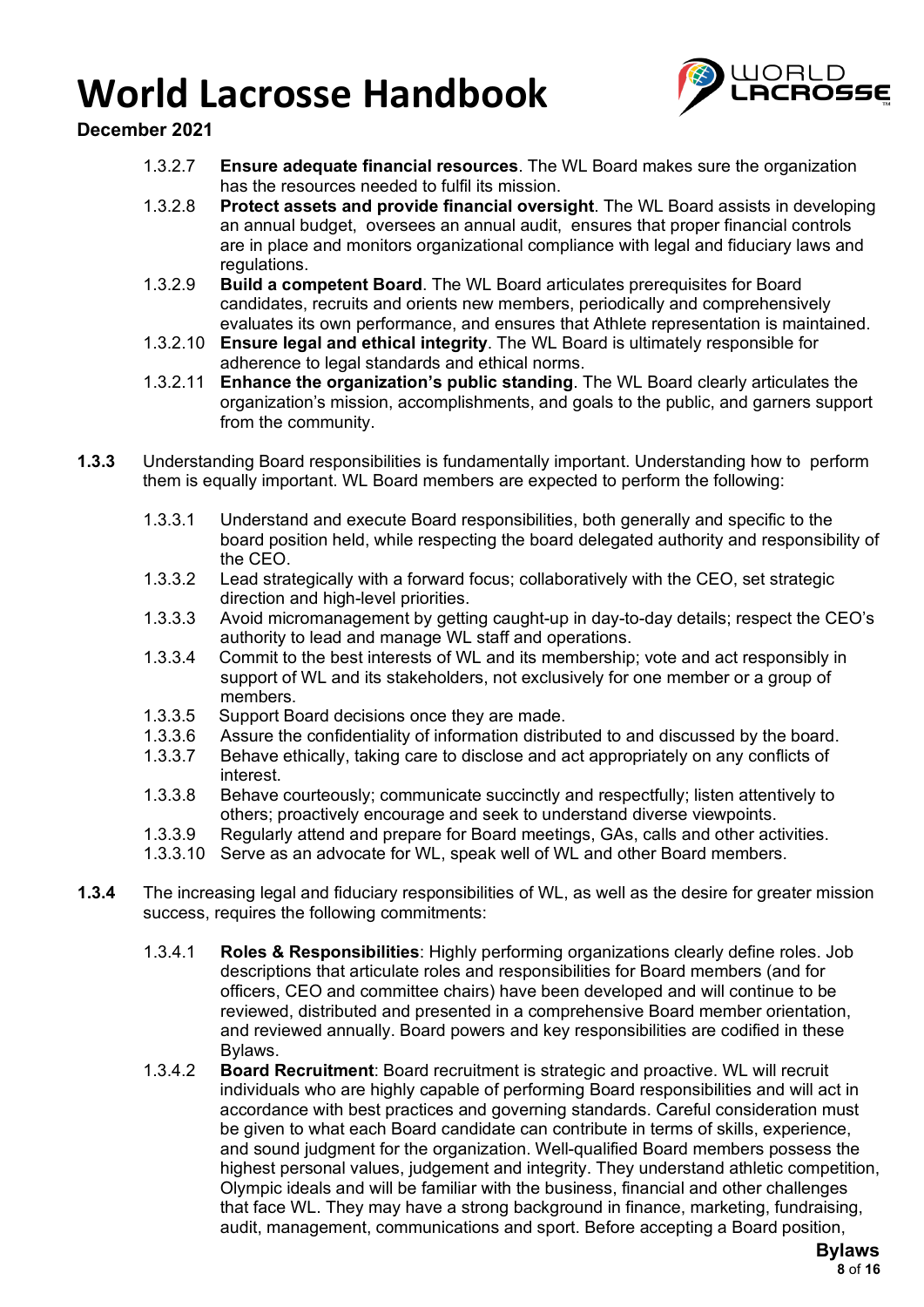1.3.2.7 **Ensure adequate financial resources**. The WL Board makes sure the organization has the resources needed to fulfil its mission.

1.3.2.8 **Protect assets and provide financial oversight**. The WL Board assists in developing an annual budget, oversees an annual audit, ensures that proper financial controls are in place and monitors organizational compliance with legal and fiduciary laws and regulations.

1.3.2.9 **Build a competent Board**. The WL Board articulates prerequisites for Board candidates, recruits and orients new members, periodically and comprehensively evaluates its own performance, and ensures that Athlete representation is maintained.

1.3.2.10 **Ensure legal and ethical integrity**. The WL Board is ultimately responsible for adherence to legal standards and ethical norms.

1.3.2.11 **Enhance the organization's public standing**. The WL Board clearly articulates the organization's mission, accomplishments, and goals to the public, and garners support from the community.

**1.3.3** Understanding Board responsibilities is fundamentally important. Understanding how to perform them is equally important. WL Board members are expected to perform the following:

1.3.3.1 Understand and execute Board responsibilities, both generally and specific to the board position held, while respecting the board delegated authority and responsibility of the CEO.

1.3.3.2 Lead strategically with a forward focus; collaboratively with the CEO, set strategic direction and high-level priorities.

1.3.3.3 Avoid micromanagement by getting caught-up in day-to-day details; respect the CEO's authority to lead and manage WL staff and operations.

1.3.3.4 Commit to the best interests of WL and its membership; vote and act responsibly in support of WL and its stakeholders, not exclusively for one member or a group of members.

1.3.3.5 Support Board decisions once they are made.

1.3.3.6 Assure the confidentiality of information distributed to and discussed by the board.

1.3.3.7 Behave ethically, taking care to disclose and act appropriately on any conflicts of interest.

1.3.3.8 Behave courteously; communicate succinctly and respectfully; listen attentively to others; proactively encourage and seek to understand diverse viewpoints.

1.3.3.9 Regularly attend and prepare for Board meetings, GAs, calls and other activities.

1.3.3.10 Serve as an advocate for WL, speak well of WL and other Board members.

**1.3.4** The increasing legal and fiduciary responsibilities of WL, as well as the desire for greater mission success, requires the following commitments:

1.3.4.1 **Roles & Responsibilities**: Highly performing organizations clearly define roles. Job descriptions that articulate roles and responsibilities for Board members (and for officers, CEO and committee chairs) have been developed and will continue to be reviewed, distributed and presented in a comprehensive Board member orientation, and reviewed annually. Board powers and key responsibilities are codified in these Bylaws.

1.3.4.2 **Board Recruitment**: Board recruitment is strategic and proactive. WL will recruit individuals who are highly capable of performing Board responsibilities and will act in accordance with best practices and governing standards. Careful consideration must be given to what each Board candidate can contribute in terms of skills, experience, and sound judgment for the organization. Well-qualified Board members possess the highest personal values, judgement and integrity. They understand athletic competition, Olympic ideals and will be familiar with the business, financial and other challenges that face WL. They may have a strong background in finance, marketing, fundraising, audit, management, communications and sport. Before accepting a Board position,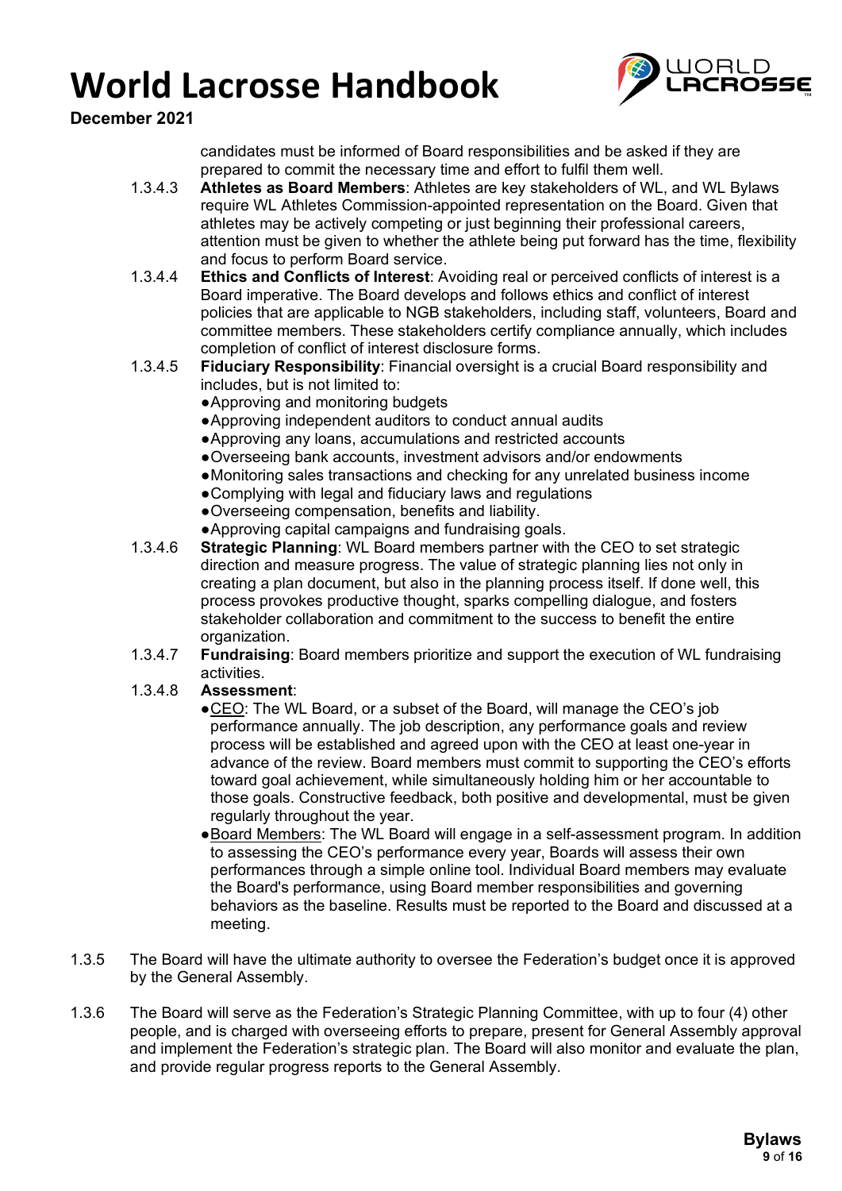candidates must be informed of Board responsibilities and be asked if they are prepared to commit the necessary time and effort to fulfil them well.

1.3.4.3 **Athletes as Board Members**: Athletes are key stakeholders of WL, and WL Bylaws require WL Athletes Commission-appointed representation on the Board. Given that athletes may be actively competing or just beginning their professional careers, attention must be given to whether the athlete being put forward has the time, flexibility and focus to perform Board service.

1.3.4.4 **Ethics and Conflicts of Interest**: Avoiding real or perceived conflicts of interest is a Board imperative. The Board develops and follows ethics and conflict of interest policies that are applicable to NGB stakeholders, including staff, volunteers, Board and committee members. These stakeholders certify compliance annually, which includes completion of conflict of interest disclosure forms.

1.3.4.5 **Fiduciary Responsibility**: Financial oversight is a crucial Board responsibility and includes, but is not limited to:

- Approving and monitoring budgets
- Approving independent auditors to conduct annual audits
- Approving any loans, accumulations and restricted accounts
- Overseeing bank accounts, investment advisors and/or endowments
- Monitoring sales transactions and checking for any unrelated business income
- Complying with legal and fiduciary laws and regulations
- Overseeing compensation, benefits and liability.
- Approving capital campaigns and fundraising goals.

1.3.4.6 **Strategic Planning**: WL Board members partner with the CEO to set strategic direction and measure progress. The value of strategic planning lies not only in creating a plan document, but also in the planning process itself. If done well, this process provokes productive thought, sparks compelling dialogue, and fosters stakeholder collaboration and commitment to the success to benefit the entire organization.

1.3.4.7 **Fundraising**: Board members prioritize and support the execution of WL fundraising activities.

1.3.4.8 **Assessment**:

- CEO: The WL Board, or a subset of the Board, will manage the CEO's job performance annually. The job description, any performance goals and review process will be established and agreed upon with the CEO at least one-year in advance of the review. Board members must commit to supporting the CEO's efforts toward goal achievement, while simultaneously holding him or her accountable to those goals. Constructive feedback, both positive and developmental, must be given regularly throughout the year.
- Board Members: The WL Board will engage in a self-assessment program. In addition to assessing the CEO's performance every year, Boards will assess their own performances through a simple online tool. Individual Board members may evaluate the Board's performance, using Board member responsibilities and governing behaviors as the baseline. Results must be reported to the Board and discussed at a meeting.

1.3.5 The Board will have the ultimate authority to oversee the Federation's budget once it is approved by the General Assembly.

1.3.6 The Board will serve as the Federation's Strategic Planning Committee, with up to four (4) other people, and is charged with overseeing efforts to prepare, present for General Assembly approval and implement the Federation's strategic plan. The Board will also monitor and evaluate the plan, and provide regular progress reports to the General Assembly.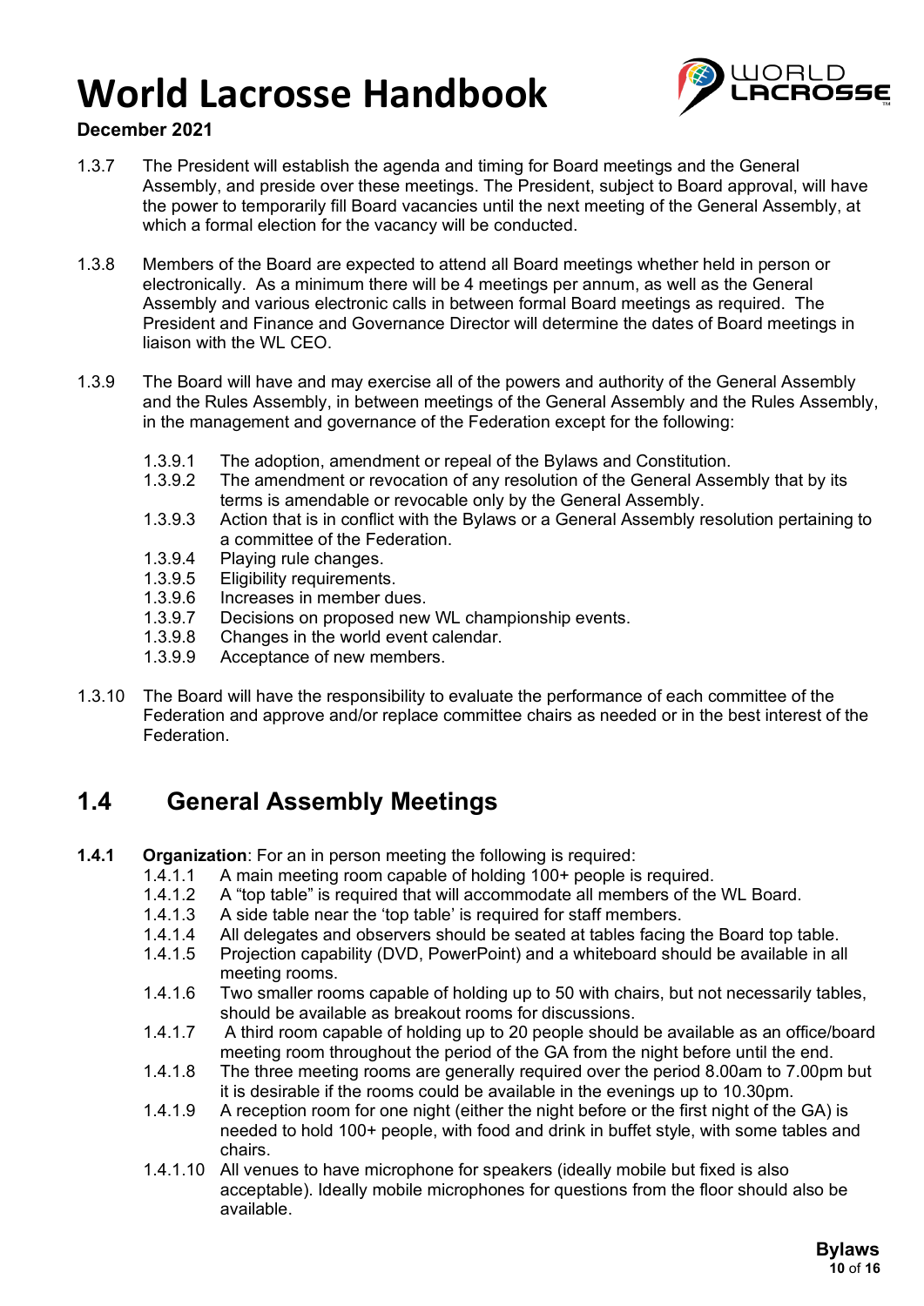1.3.7 The President will establish the agenda and timing for Board meetings and the General Assembly, and preside over these meetings. The President, subject to Board approval, will have the power to temporarily fill Board vacancies until the next meeting of the General Assembly, at which a formal election for the vacancy will be conducted.

1.3.8 Members of the Board are expected to attend all Board meetings whether held in person or electronically. As a minimum there will be 4 meetings per annum, as well as the General Assembly and various electronic calls in between formal Board meetings as required. The President and Finance and Governance Director will determine the dates of Board meetings in liaison with the WL CEO.

1.3.9 The Board will have and may exercise all of the powers and authority of the General Assembly and the Rules Assembly, in between meetings of the General Assembly and the Rules Assembly, in the management and governance of the Federation except for the following:

- 1.3.9.1 The adoption, amendment or repeal of the Bylaws and Constitution.
- 1.3.9.2 The amendment or revocation of any resolution of the General Assembly that by its terms is amendable or revocable only by the General Assembly.
- 1.3.9.3 Action that is in conflict with the Bylaws or a General Assembly resolution pertaining to a committee of the Federation.
- 1.3.9.4 Playing rule changes.
- 1.3.9.5 Eligibility requirements.
- 1.3.9.6 Increases in member dues.
- 1.3.9.7 Decisions on proposed new WL championship events.
- 1.3.9.8 Changes in the world event calendar.
- 1.3.9.9 Acceptance of new members.

1.3.10 The Board will have the responsibility to evaluate the performance of each committee of the Federation and approve and/or replace committee chairs as needed or in the best interest of the Federation.

## 1.4 General Assembly Meetings

**1.4.1 Organization**: For an in person meeting the following is required:

- 1.4.1.1 A main meeting room capable of holding 100+ people is required.
- 1.4.1.2 A "top table" is required that will accommodate all members of the WL Board.
- 1.4.1.3 A side table near the 'top table' is required for staff members.
- 1.4.1.4 All delegates and observers should be seated at tables facing the Board top table.
- 1.4.1.5 Projection capability (DVD, PowerPoint) and a whiteboard should be available in all meeting rooms.
- 1.4.1.6 Two smaller rooms capable of holding up to 50 with chairs, but not necessarily tables, should be available as breakout rooms for discussions.
- 1.4.1.7 A third room capable of holding up to 20 people should be available as an office/board meeting room throughout the period of the GA from the night before until the end.
- 1.4.1.8 The three meeting rooms are generally required over the period 8.00am to 7.00pm but it is desirable if the rooms could be available in the evenings up to 10.30pm.
- 1.4.1.9 A reception room for one night (either the night before or the first night of the GA) is needed to hold 100+ people, with food and drink in buffet style, with some tables and chairs.
- 1.4.1.10 All venues to have microphone for speakers (ideally mobile but fixed is also acceptable). Ideally mobile microphones for questions from the floor should also be available.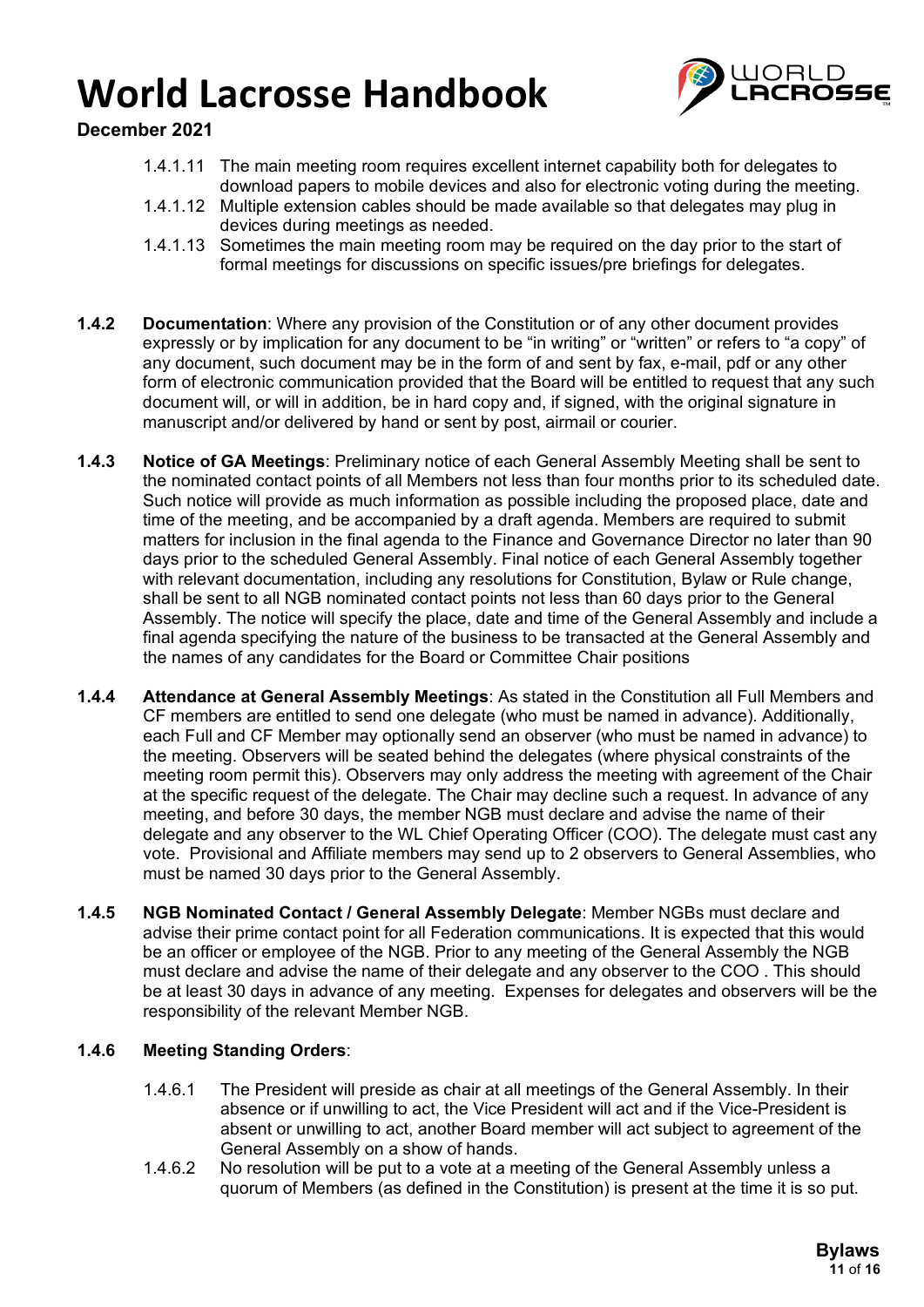1.4.1.11 The main meeting room requires excellent internet capability both for delegates to download papers to mobile devices and also for electronic voting during the meeting.

1.4.1.12 Multiple extension cables should be made available so that delegates may plug in devices during meetings as needed.

1.4.1.13 Sometimes the main meeting room may be required on the day prior to the start of formal meetings for discussions on specific issues/pre briefings for delegates.

**1.4.2 Documentation**: Where any provision of the Constitution or of any other document provides expressly or by implication for any document to be "in writing" or "written" or refers to "a copy" of any document, such document may be in the form of and sent by fax, e-mail, pdf or any other form of electronic communication provided that the Board will be entitled to request that any such document will, or will in addition, be in hard copy and, if signed, with the original signature in manuscript and/or delivered by hand or sent by post, airmail or courier.

**1.4.3 Notice of GA Meetings**: Preliminary notice of each General Assembly Meeting shall be sent to the nominated contact points of all Members not less than four months prior to its scheduled date. Such notice will provide as much information as possible including the proposed place, date and time of the meeting, and be accompanied by a draft agenda. Members are required to submit matters for inclusion in the final agenda to the Finance and Governance Director no later than 90 days prior to the scheduled General Assembly. Final notice of each General Assembly together with relevant documentation, including any resolutions for Constitution, Bylaw or Rule change, shall be sent to all NGB nominated contact points not less than 60 days prior to the General Assembly. The notice will specify the place, date and time of the General Assembly and include a final agenda specifying the nature of the business to be transacted at the General Assembly and the names of any candidates for the Board or Committee Chair positions

**1.4.4 Attendance at General Assembly Meetings**: As stated in the Constitution all Full Members and CF members are entitled to send one delegate (who must be named in advance). Additionally, each Full and CF Member may optionally send an observer (who must be named in advance) to the meeting. Observers will be seated behind the delegates (where physical constraints of the meeting room permit this). Observers may only address the meeting with agreement of the Chair at the specific request of the delegate. The Chair may decline such a request. In advance of any meeting, and before 30 days, the member NGB must declare and advise the name of their delegate and any observer to the WL Chief Operating Officer (COO). The delegate must cast any vote. Provisional and Affiliate members may send up to 2 observers to General Assemblies, who must be named 30 days prior to the General Assembly.

**1.4.5 NGB Nominated Contact / General Assembly Delegate**: Member NGBs must declare and advise their prime contact point for all Federation communications. It is expected that this would be an officer or employee of the NGB. Prior to any meeting of the General Assembly the NGB must declare and advise the name of their delegate and any observer to the COO . This should be at least 30 days in advance of any meeting. Expenses for delegates and observers will be the responsibility of the relevant Member NGB.

**1.4.6 Meeting Standing Orders**:

1.4.6.1 The President will preside as chair at all meetings of the General Assembly. In their absence or if unwilling to act, the Vice President will act and if the Vice-President is absent or unwilling to act, another Board member will act subject to agreement of the General Assembly on a show of hands.

1.4.6.2 No resolution will be put to a vote at a meeting of the General Assembly unless a quorum of Members (as defined in the Constitution) is present at the time it is so put.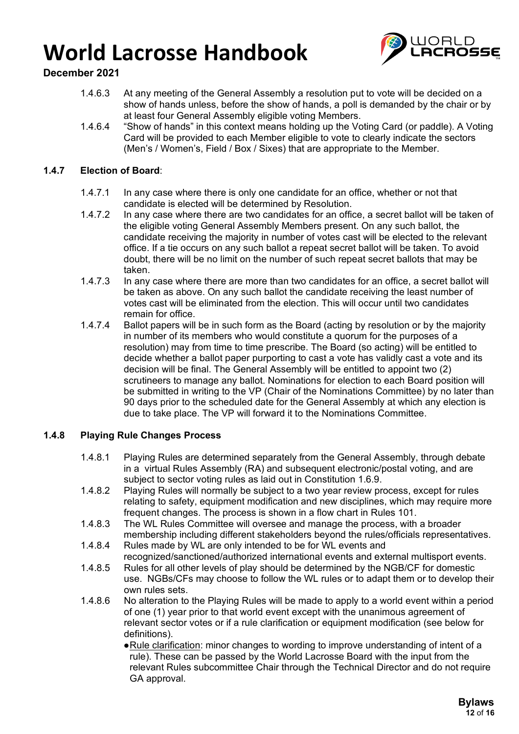1.4.6.3 At any meeting of the General Assembly a resolution put to vote will be decided on a show of hands unless, before the show of hands, a poll is demanded by the chair or by at least four General Assembly eligible voting Members.

1.4.6.4 "Show of hands" in this context means holding up the Voting Card (or paddle). A Voting Card will be provided to each Member eligible to vote to clearly indicate the sectors (Men's / Women's, Field / Box / Sixes) that are appropriate to the Member.

### 1.4.7 Election of Board:

1.4.7.1 In any case where there is only one candidate for an office, whether or not that candidate is elected will be determined by Resolution.

1.4.7.2 In any case where there are two candidates for an office, a secret ballot will be taken of the eligible voting General Assembly Members present. On any such ballot, the candidate receiving the majority in number of votes cast will be elected to the relevant office. If a tie occurs on any such ballot a repeat secret ballot will be taken. To avoid doubt, there will be no limit on the number of such repeat secret ballots that may be taken.

1.4.7.3 In any case where there are more than two candidates for an office, a secret ballot will be taken as above. On any such ballot the candidate receiving the least number of votes cast will be eliminated from the election. This will occur until two candidates remain for office.

1.4.7.4 Ballot papers will be in such form as the Board (acting by resolution or by the majority in number of its members who would constitute a quorum for the purposes of a resolution) may from time to time prescribe. The Board (so acting) will be entitled to decide whether a ballot paper purporting to cast a vote has validly cast a vote and its decision will be final. The General Assembly will be entitled to appoint two (2) scrutineers to manage any ballot. Nominations for election to each Board position will be submitted in writing to the VP (Chair of the Nominations Committee) by no later than 90 days prior to the scheduled date for the General Assembly at which any election is due to take place. The VP will forward it to the Nominations Committee.

### 1.4.8 Playing Rule Changes Process

1.4.8.1 Playing Rules are determined separately from the General Assembly, through debate in a virtual Rules Assembly (RA) and subsequent electronic/postal voting, and are subject to sector voting rules as laid out in Constitution 1.6.9.

1.4.8.2 Playing Rules will normally be subject to a two year review process, except for rules relating to safety, equipment modification and new disciplines, which may require more frequent changes. The process is shown in a flow chart in Rules 101.

1.4.8.3 The WL Rules Committee will oversee and manage the process, with a broader membership including different stakeholders beyond the rules/officials representatives.

1.4.8.4 Rules made by WL are only intended to be for WL events and recognized/sanctioned/authorized international events and external multisport events.

1.4.8.5 Rules for all other levels of play should be determined by the NGB/CF for domestic use. NGBs/CFs may choose to follow the WL rules or to adapt them or to develop their own rules sets.

1.4.8.6 No alteration to the Playing Rules will be made to apply to a world event within a period of one (1) year prior to that world event except with the unanimous agreement of relevant sector votes or if a rule clarification or equipment modification (see below for definitions).

- <u>Rule clarification</u>: minor changes to wording to improve understanding of intent of a rule). These can be passed by the World Lacrosse Board with the input from the relevant Rules subcommittee Chair through the Technical Director and do not require GA approval.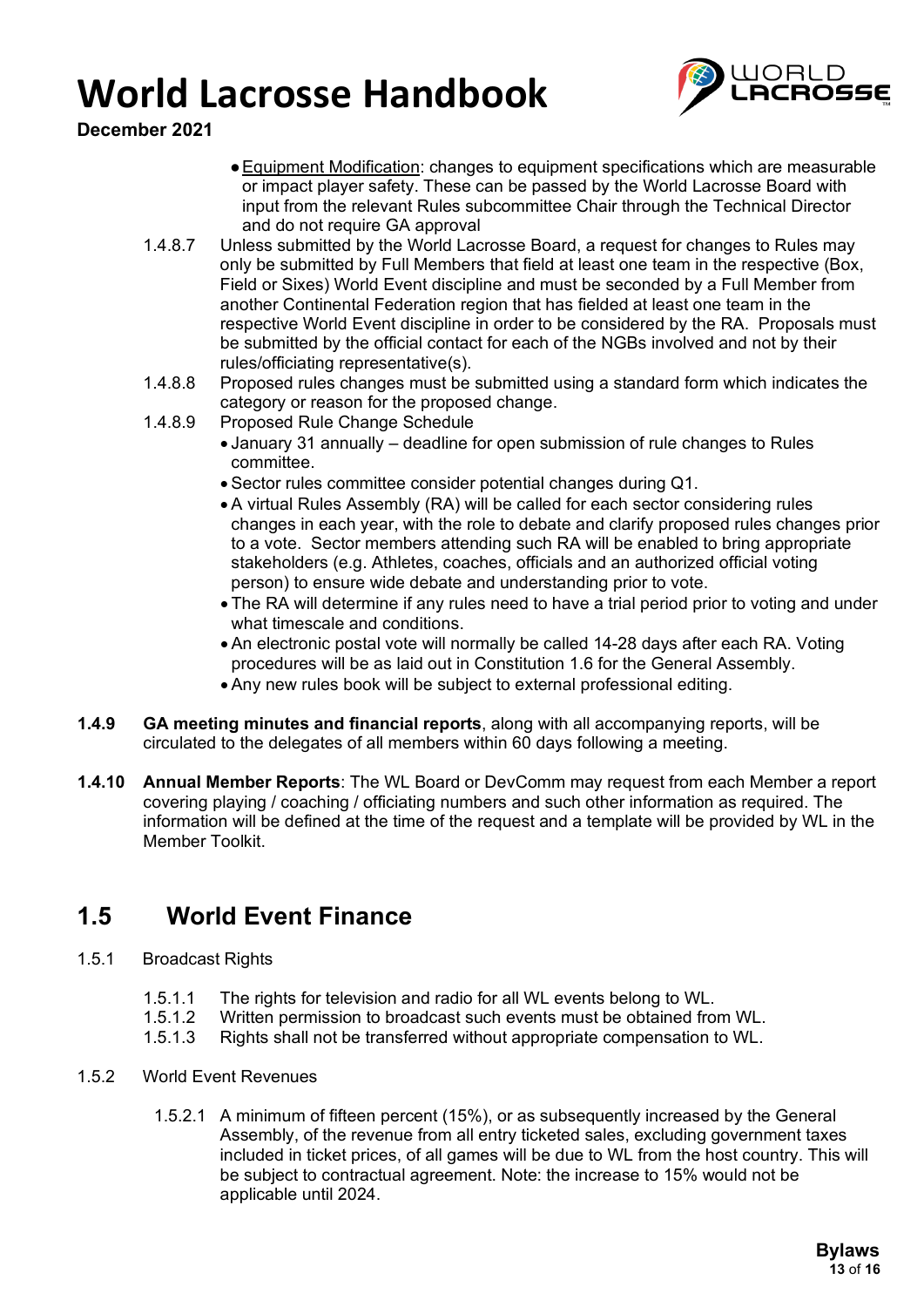- Equipment Modification: changes to equipment specifications which are measurable or impact player safety. These can be passed by the World Lacrosse Board with input from the relevant Rules subcommittee Chair through the Technical Director and do not require GA approval

1.4.8.7 Unless submitted by the World Lacrosse Board, a request for changes to Rules may only be submitted by Full Members that field at least one team in the respective (Box, Field or Sixes) World Event discipline and must be seconded by a Full Member from another Continental Federation region that has fielded at least one team in the respective World Event discipline in order to be considered by the RA. Proposals must be submitted by the official contact for each of the NGBs involved and not by their rules/officiating representative(s).

1.4.8.8 Proposed rules changes must be submitted using a standard form which indicates the category or reason for the proposed change.

1.4.8.9 Proposed Rule Change Schedule

- January 31 annually – deadline for open submission of rule changes to Rules committee.
- Sector rules committee consider potential changes during Q1.
- A virtual Rules Assembly (RA) will be called for each sector considering rules changes in each year, with the role to debate and clarify proposed rules changes prior to a vote. Sector members attending such RA will be enabled to bring appropriate stakeholders (e.g. Athletes, coaches, officials and an authorized official voting person) to ensure wide debate and understanding prior to vote.
- The RA will determine if any rules need to have a trial period prior to voting and under what timescale and conditions.
- An electronic postal vote will normally be called 14-28 days after each RA. Voting procedures will be as laid out in Constitution 1.6 for the General Assembly.
- Any new rules book will be subject to external professional editing.

**1.4.9 GA meeting minutes and financial reports**, along with all accompanying reports, will be circulated to the delegates of all members within 60 days following a meeting.

**1.4.10 Annual Member Reports**: The WL Board or DevComm may request from each Member a report covering playing / coaching / officiating numbers and such other information as required. The information will be defined at the time of the request and a template will be provided by WL in the Member Toolkit.

## 1.5 World Event Finance

1.5.1 Broadcast Rights

1.5.1.1 The rights for television and radio for all WL events belong to WL.
1.5.1.2 Written permission to broadcast such events must be obtained from WL.
1.5.1.3 Rights shall not be transferred without appropriate compensation to WL.

1.5.2 World Event Revenues

1.5.2.1 A minimum of fifteen percent (15%), or as subsequently increased by the General Assembly, of the revenue from all entry ticketed sales, excluding government taxes included in ticket prices, of all games will be due to WL from the host country. This will be subject to contractual agreement. Note: the increase to 15% would not be applicable until 2024.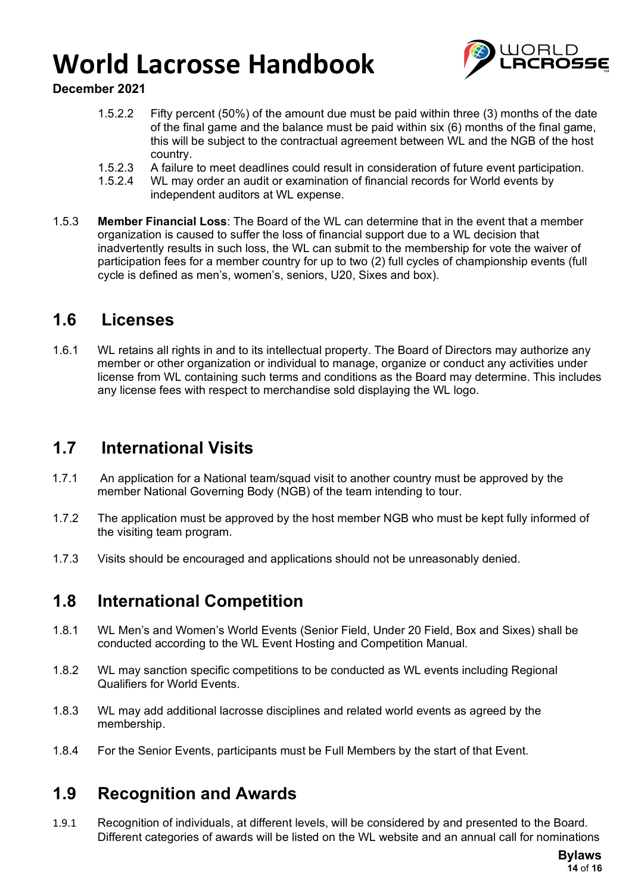1.5.2.2 Fifty percent (50%) of the amount due must be paid within three (3) months of the date of the final game and the balance must be paid within six (6) months of the final game, this will be subject to the contractual agreement between WL and the NGB of the host country.

1.5.2.3 A failure to meet deadlines could result in consideration of future event participation.

1.5.2.4 WL may order an audit or examination of financial records for World events by independent auditors at WL expense.

1.5.3 **Member Financial Loss**: The Board of the WL can determine that in the event that a member organization is caused to suffer the loss of financial support due to a WL decision that inadvertently results in such loss, the WL can submit to the membership for vote the waiver of participation fees for a member country for up to two (2) full cycles of championship events (full cycle is defined as men's, women's, seniors, U20, Sixes and box).

## 1.6 Licenses

1.6.1 WL retains all rights in and to its intellectual property. The Board of Directors may authorize any member or other organization or individual to manage, organize or conduct any activities under license from WL containing such terms and conditions as the Board may determine. This includes any license fees with respect to merchandise sold displaying the WL logo.

## 1.7 International Visits

1.7.1 An application for a National team/squad visit to another country must be approved by the member National Governing Body (NGB) of the team intending to tour.

1.7.2 The application must be approved by the host member NGB who must be kept fully informed of the visiting team program.

1.7.3 Visits should be encouraged and applications should not be unreasonably denied.

## 1.8 International Competition

1.8.1 WL Men's and Women's World Events (Senior Field, Under 20 Field, Box and Sixes) shall be conducted according to the WL Event Hosting and Competition Manual.

1.8.2 WL may sanction specific competitions to be conducted as WL events including Regional Qualifiers for World Events.

1.8.3 WL may add additional lacrosse disciplines and related world events as agreed by the membership.

1.8.4 For the Senior Events, participants must be Full Members by the start of that Event.

## 1.9 Recognition and Awards

1.9.1 Recognition of individuals, at different levels, will be considered by and presented to the Board. Different categories of awards will be listed on the WL website and an annual call for nominations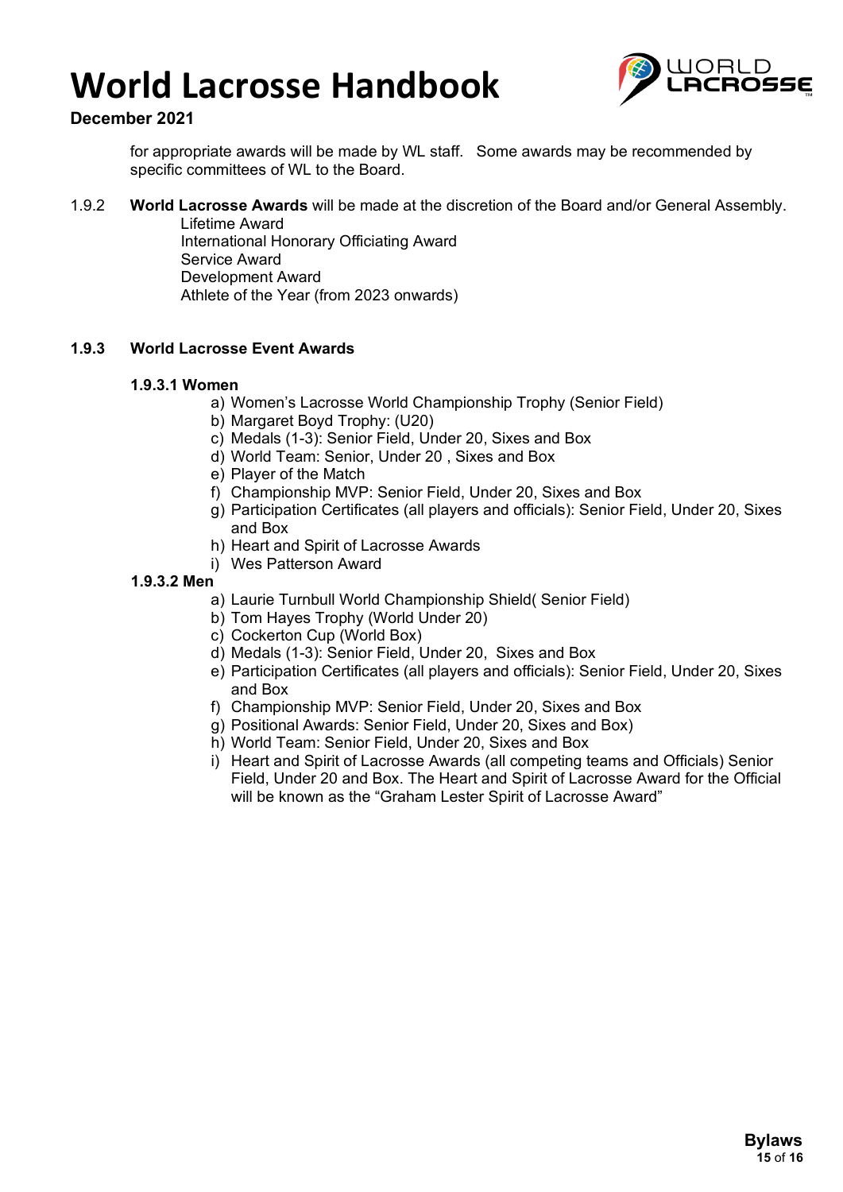for appropriate awards will be made by WL staff.   Some awards may be recommended by specific committees of WL to the Board.

1.9.2 **World Lacrosse Awards** will be made at the discretion of the Board and/or General Assembly.

- Lifetime Award
- International Honorary Officiating Award
- Service Award
- Development Award
- Athlete of the Year (from 2023 onwards)

### 1.9.3 World Lacrosse Event Awards

#### 1.9.3.1 Women

a) Women's Lacrosse World Championship Trophy (Senior Field)
b) Margaret Boyd Trophy: (U20)
c) Medals (1-3): Senior Field, Under 20, Sixes and Box
d) World Team: Senior, Under 20 , Sixes and Box
e) Player of the Match
f) Championship MVP: Senior Field, Under 20, Sixes and Box
g) Participation Certificates (all players and officials): Senior Field, Under 20, Sixes and Box
h) Heart and Spirit of Lacrosse Awards
i) Wes Patterson Award

#### 1.9.3.2 Men

a) Laurie Turnbull World Championship Shield( Senior Field)
b) Tom Hayes Trophy (World Under 20)
c) Cockerton Cup (World Box)
d) Medals (1-3): Senior Field, Under 20,  Sixes and Box
e) Participation Certificates (all players and officials): Senior Field, Under 20, Sixes and Box
f) Championship MVP: Senior Field, Under 20, Sixes and Box
g) Positional Awards: Senior Field, Under 20, Sixes and Box)
h) World Team: Senior Field, Under 20, Sixes and Box
i) Heart and Spirit of Lacrosse Awards (all competing teams and Officials) Senior Field, Under 20 and Box. The Heart and Spirit of Lacrosse Award for the Official will be known as the "Graham Lester Spirit of Lacrosse Award"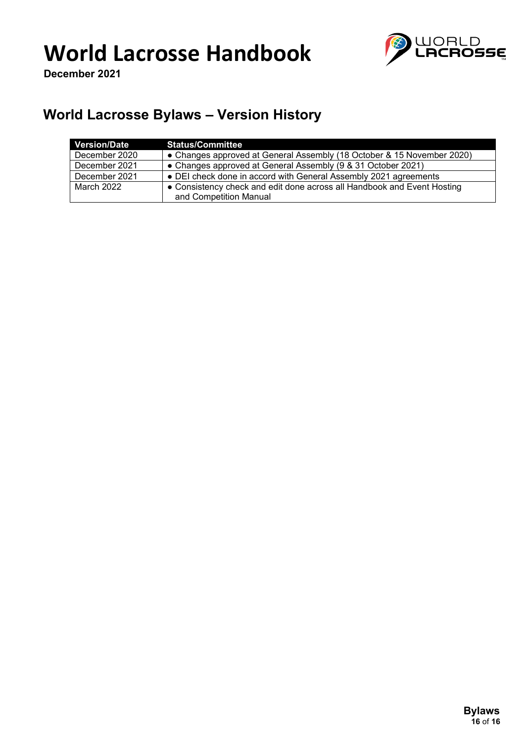# World Lacrosse Handbook

**December 2021**

## World Lacrosse Bylaws – Version History

| Version/Date | Status/Committee |
| --- | --- |
| December 2020 | • Changes approved at General Assembly (18 October & 15 November 2020) |
| December 2021 | • Changes approved at General Assembly (9 & 31 October 2021) |
| December 2021 | • DEI check done in accord with General Assembly 2021 agreements |
| March 2022 | • Consistency check and edit done across all Handbook and Event Hosting and Competition Manual |